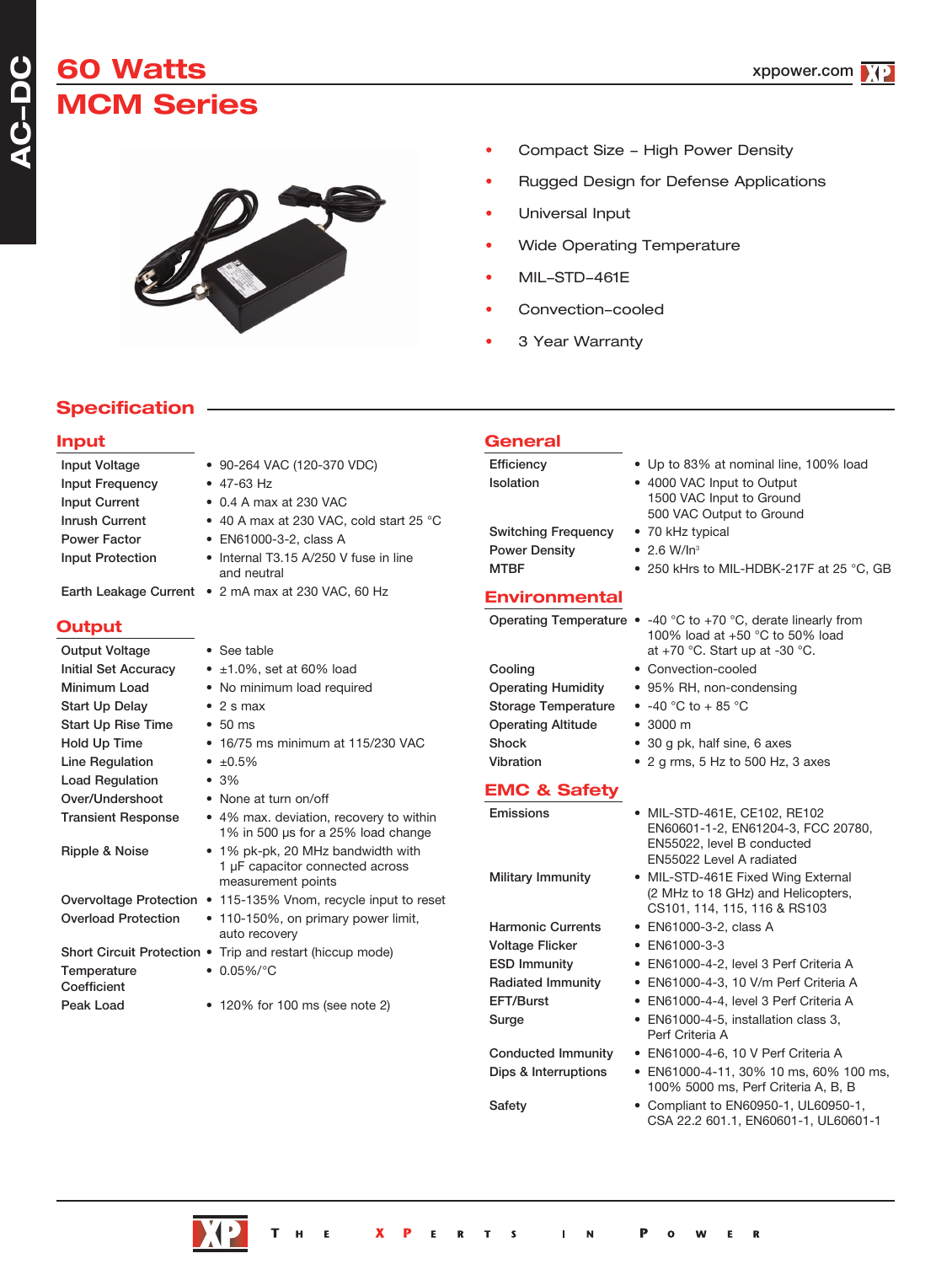# 60 Watts
# MCM Series

- Compact Size – High Power Density
- Rugged Design for Defense Applications
- Universal Input
- Wide Operating Temperature
- MIL–STD–461E
- Convection–cooled
- 3 Year Warranty

## Specification

### Input

| | |
|---|---|
| Input Voltage | • 90-264 VAC (120-370 VDC) |
| Input Frequency | • 47-63 Hz |
| Input Current | • 0.4 A max at 230 VAC |
| Inrush Current | • 40 A max at 230 VAC, cold start 25 °C |
| Power Factor | • EN61000-3-2, class A |
| Input Protection | • Internal T3.15 A/250 V fuse in line and neutral |
| Earth Leakage Current | • 2 mA max at 230 VAC, 60 Hz |

### Output

| | |
|---|---|
| Output Voltage | • See table |
| Initial Set Accuracy | • ±1.0%, set at 60% load |
| Minimum Load | • No minimum load required |
| Start Up Delay | • 2 s max |
| Start Up Rise Time | • 50 ms |
| Hold Up Time | • 16/75 ms minimum at 115/230 VAC |
| Line Regulation | • ±0.5% |
| Load Regulation | • 3% |
| Over/Undershoot | • None at turn on/off |
| Transient Response | • 4% max. deviation, recovery to within 1% in 500 µs for a 25% load change |
| Ripple & Noise | • 1% pk-pk, 20 MHz bandwidth with 1 µF capacitor connected across measurement points |
| Overvoltage Protection | • 115-135% Trip, recycle input to reset |
| Overload Protection | • 110-150%, on primary power limit, auto recovery |
| Short Circuit Protection | • Trip and restart (hiccup mode) |
| Temperature Coefficient | • 0.05%/°C |
| Peak Load | • 120% for 100 ms (see note 2) |

### General

| | |
|---|---|
| Efficiency | • Up to 83% at nominal line, 100% load |
| Isolation | • 4000 VAC Input to Output<br>1500 VAC Input to Ground<br>500 VAC Output to Ground |
| Switching Frequency | • 70 kHz typical |
| Power Density | • 2.6 W/In³ |
| MTBF | • 250 kHrs to MIL-HDBK-217F at 25 °C, GB |

### Environmental

| | |
|---|---|
| Operating Temperature | • -40 °C to +70 °C, derate linearly from 100% load at +50 °C to 50% load at +70 °C. Start up at -30 °C. |
| Cooling | • Convection-cooled |
| Operating Humidity | • 95% RH, non-condensing |
| Storage Temperature | • -40 °C to + 85 °C |
| Operating Altitude | • 3000 m |
| Shock | • 30 g pk, half sine, 6 axes |
| Vibration | • 2 g rms, 5 Hz to 500 Hz, 3 axes |

### EMC & Safety

| | |
|---|---|
| Emissions | • MIL-STD-461E, CE102, RE102<br>EN60601-1-2, EN61204-3, FCC 20780, EN55022, level B conducted<br>EN55022 Level A radiated |
| Military Immunity | • MIL-STD-461E Fixed Wing External (2 MHz to 18 GHz) and Helicopters, CS101, 114, 115, 116 & RS103 |
| Harmonic Currents | • EN61000-3-2, class A |
| Voltage Flicker | • EN61000-3-3 |
| ESD Immunity | • EN61000-4-2, level 3 Perf Criteria A |
| Radiated Immunity | • EN61000-4-3, 10 V/m Perf Criteria A |
| EFT/Burst | • EN61000-4-4, level 3 Perf Criteria A |
| Surge | • EN61000-4-5, installation class 3, Perf Criteria A |
| Conducted Immunity | • EN61000-4-6, 10 V Perf Criteria A |
| Dips & Interruptions | • EN61000-4-11, 30% 10 ms, 60% 100 ms, 100% 5000 ms, Perf Criteria A, B, B |
| Safety | • Compliant to EN60950-1, UL60950-1, CSA 22.2 601.1, EN60601-1, UL60601-1 |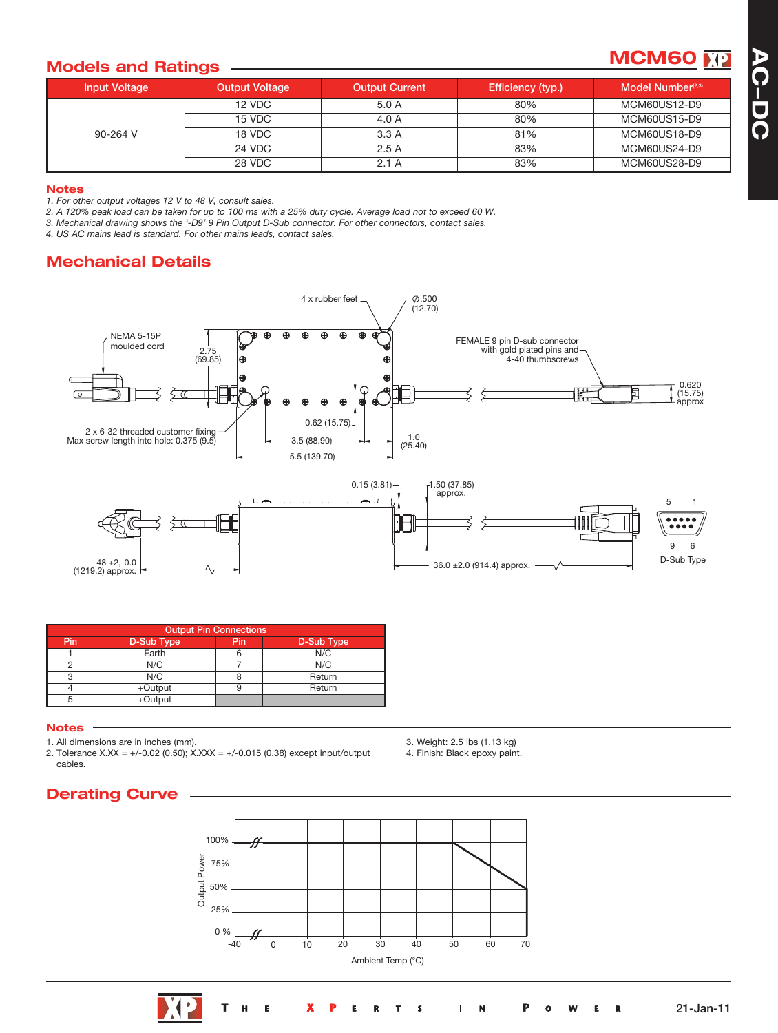## Models and Ratings

| Input Voltage | Output Voltage | Output Current | Efficiency (typ.) | Model Number[2,3] |
|---|---|---|---|---|
| 90-264 V | 12 VDC | 5.0 A | 80% | MCM60US12-D9 |
| | 15 VDC | 4.0 A | 80% | MCM60US15-D9 |
| | 18 VDC | 3.3 A | 81% | MCM60US18-D9 |
| | 24 VDC | 2.5 A | 83% | MCM60US24-D9 |
| | 28 VDC | 2.1 A | 83% | MCM60US28-D9 |

### Notes

1. *For other output voltages 12 V to 48 V, consult sales.*
2. *A 120% peak load can be taken for up to 100 ms with a 25% duty cycle. Average load not to exceed 60 W.*
3. *Mechanical drawing shows the '-D9' 9 Pin Output D-Sub connector. For other connectors, contact sales.*
4. *US AC mains lead is standard. For other mains leads, contact sales.*

## Mechanical Details

4 x rubber feet
Ø.500
(12.70)
NEMA 5-15P
moulded cord
2.75
(69.85)
FEMALE 9 pin D-sub connector
with gold plated pins and
4-40 thumbscrews
0.620
(15.75)
approx
0.62 (15.75)
2 x 6-32 threaded customer fixing
Max screw length into hole: 0.375 (9.5)
3.5 (88.90)
1.0
(25.40)
5.5 (139.70)
0.15 (3.81)
1.50 (37.85)
approx.
5 1
9 6
D-Sub Type
48 +2,-0.0
(1219.2) approx.
36.0 ±2.0 (914.4) approx.

| Output Pin Connections | | | |
|---|---|---|---|
| **Pin** | **D-Sub Type** | **Pin** | **D-Sub Type** |
| 1 | Earth | 6 | N/C |
| 2 | N/C | 7 | N/C |
| 3 | N/C | 8 | Return |
| 4 | +Output | 9 | Return |
| 5 | +Output | | |

### Notes

1. All dimensions are in inches (mm).
2. Tolerance X.XX = +/-0.02 (0.50); X.XXX = +/-0.015 (0.38) except input/output cables.
3. Weight: 2.5 lbs (1.13 kg)
4. Finish: Black epoxy paint.

## Derating Curve

Output Power
100%
75%
50%
25%
0 %
-40 0 10 20 30 40 50 60 70
Ambient Temp (°C)